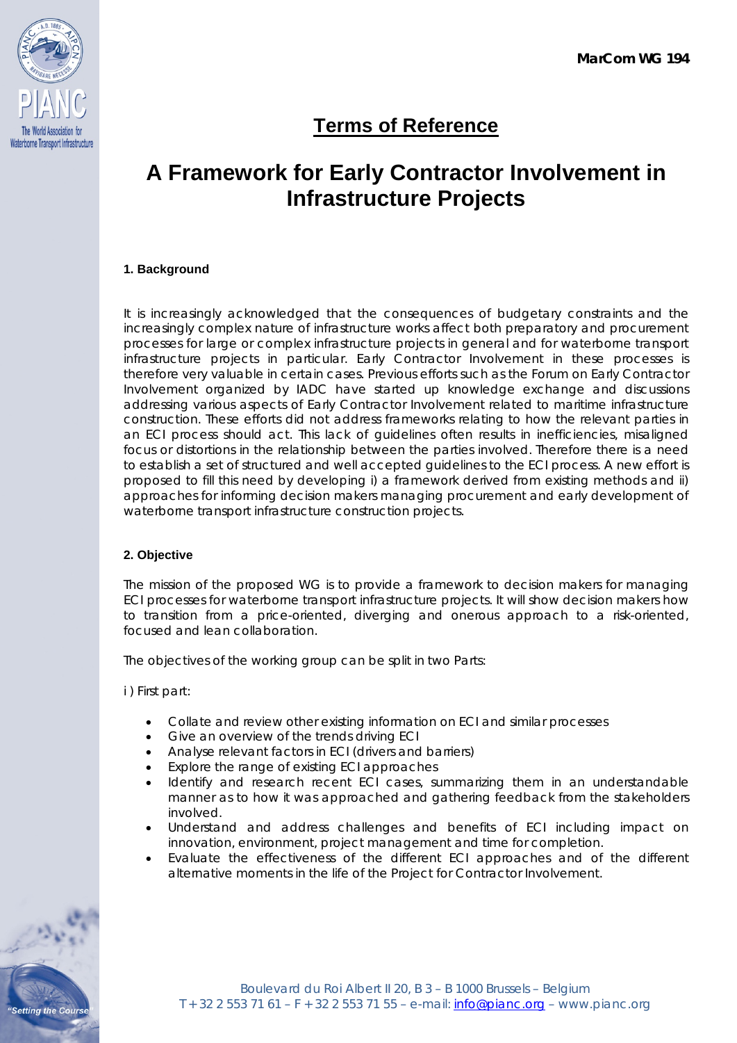MarCom WG 194

# Terms of Reference

# A Framework for Early Contractor Involvement in Infrastructure Projects

### 1. Background

It is increasingly acknowledged that the consequences of budgetary constraints and the increasingly complex nature of infrastructure works affect both preparatory and procurement processes for large or complex infrastructure projects in general and for waterborne transport infrastructure projects in particular. Early Contractor Involvement in these processes is therefore very valuable in certain cases. Previous efforts such as the Forum on Early Contractor Involvement organized by IADC have started up knowledge exchange and discussions addressing various aspects of Early Contractor Involvement related to maritime infrastructure construction. These efforts did not address frameworks relating to how the relevant parties in an ECI process should act. This lack of guidelines often results in inefficiencies, misaligned focus or distortions in the relationship between the parties involved. Therefore there is a need to establish a set of structured and well accepted guidelines to the ECI process. A new effort is proposed to fill this need by developing i) a framework derived from existing methods and ii) approaches for informing decision makers managing procurement and early development of waterborne transport infrastructure construction projects.

### 2. Objective

The mission of the proposed WG is to provide a framework to decision makers for managing ECI processes for waterborne transport infrastructure projects. It will show decision makers how to transition from a price-oriented, diverging and onerous approach to a risk-oriented, focused and lean collaboration.

The objectives of the working group can be split in two Parts:

i ) First part:

- Collate and review other existing information on ECI and similar processes
- Give an overview of the trends driving ECI
- Analyse relevant factors in ECI (drivers and barriers)
- Explore the range of existing ECI approaches
- Identify and research recent ECI cases, summarizing them in an understandable manner as to how it was approached and gathering feedback from the stakeholders involved.
- Understand and address challenges and benefits of ECI including impact on innovation, environment, project management and time for completion.
- Evaluate the effectiveness of the different ECI approaches and of the different alternative moments in the life of the Project for Contractor Involvement.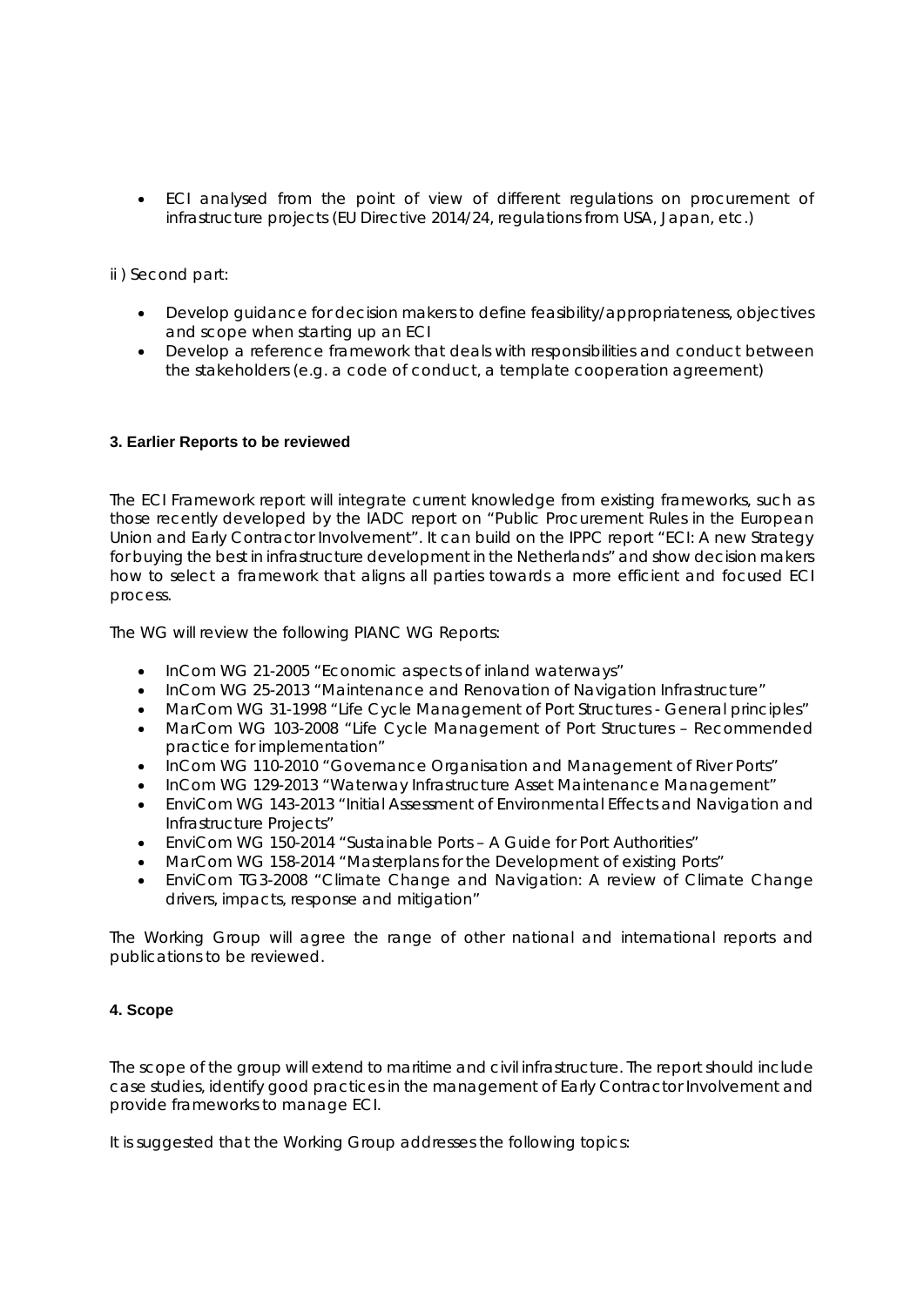- ECI analysed from the point of view of different regulations on procurement of infrastructure projects (EU Directive 2014/24, regulations from USA, Japan, etc.)

ii ) Second part:

- Develop guidance for decision makers to define feasibility/appropriateness, objectives and scope when starting up an ECI
- Develop a reference framework that deals with responsibilities and conduct between the stakeholders (e.g. a code of conduct, a template cooperation agreement)

### 3. Earlier Reports to be reviewed

The ECI Framework report will integrate current knowledge from existing frameworks, such as those recently developed by the IADC report on "Public Procurement Rules in the European Union and Early Contractor Involvement". It can build on the IPPC report "ECI: A new Strategy for buying the best in infrastructure development in the Netherlands" and show decision makers how to select a framework that aligns all parties towards a more efficient and focused ECI process.

The WG will review the following PIANC WG Reports:

- InCom WG 21-2005 "Economic aspects of inland waterways"
- InCom WG 25-2013 "Maintenance and Renovation of Navigation Infrastructure"
- MarCom WG 31-1998 "Life Cycle Management of Port Structures - General principles"
- MarCom WG 103-2008 "Life Cycle Management of Port Structures – Recommended practice for implementation"
- InCom WG 110-2010 "Governance Organisation and Management of River Ports"
- InCom WG 129-2013 "Waterway Infrastructure Asset Maintenance Management"
- EnviCom WG 143-2013 "Initial Assessment of Environmental Effects and Navigation and Infrastructure Projects"
- EnviCom WG 150-2014 "Sustainable Ports – A Guide for Port Authorities"
- MarCom WG 158-2014 "Masterplans for the Development of existing Ports"
- EnviCom TG3-2008 "Climate Change and Navigation: A review of Climate Change drivers, impacts, response and mitigation"

The Working Group will agree the range of other national and international reports and publications to be reviewed.

### 4. Scope

The scope of the group will extend to maritime and civil infrastructure. The report should include case studies, identify good practices in the management of Early Contractor Involvement and provide frameworks to manage ECI.

It is suggested that the Working Group addresses the following topics: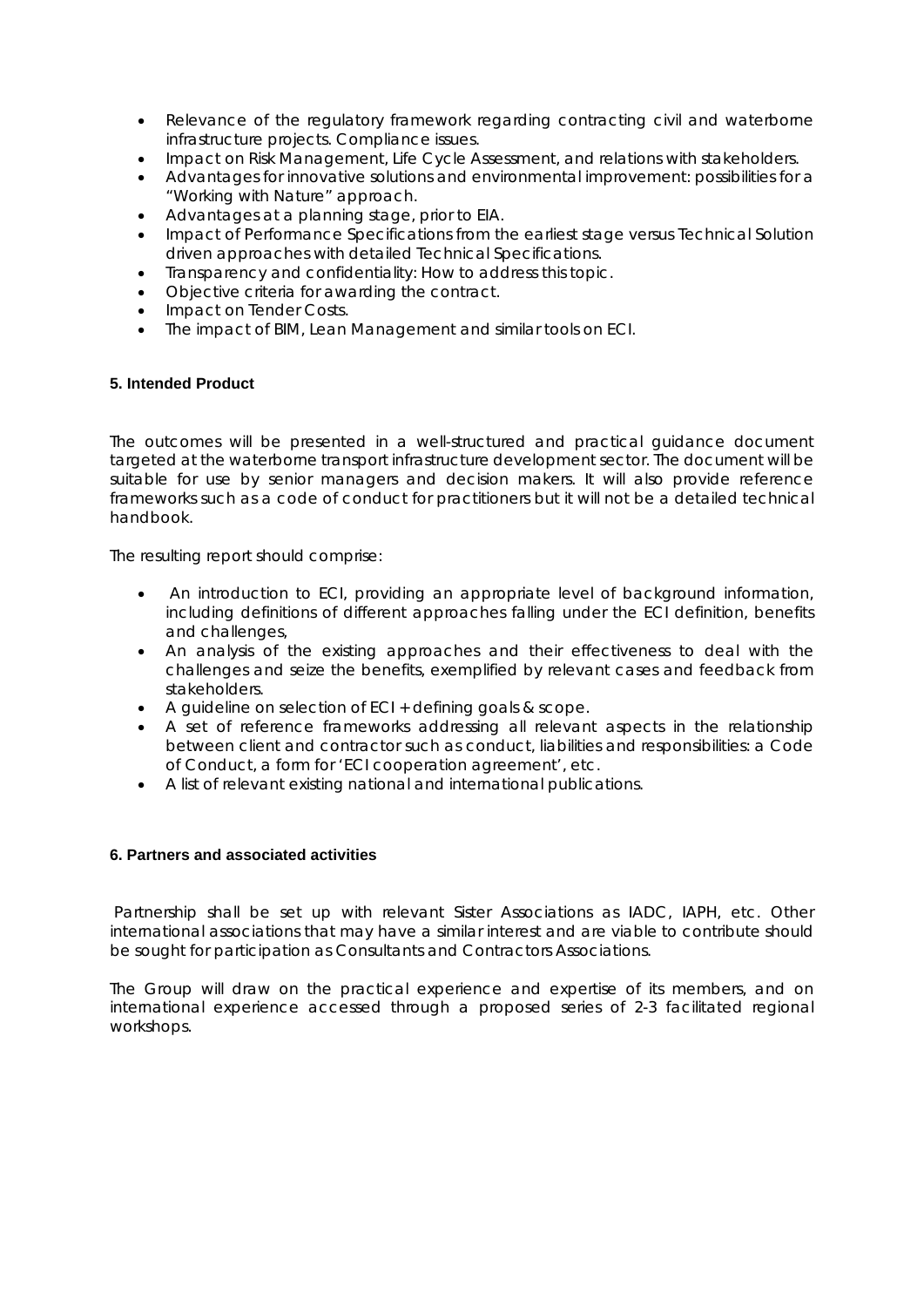- Relevance of the regulatory framework regarding contracting civil and waterborne infrastructure projects. Compliance issues.
- Impact on Risk Management, Life Cycle Assessment, and relations with stakeholders.
- Advantages for innovative solutions and environmental improvement: possibilities for a "Working with Nature" approach.
- Advantages at a planning stage, prior to EIA.
- Impact of Performance Specifications from the earliest stage versus Technical Solution driven approaches with detailed Technical Specifications.
- Transparency and confidentiality: How to address this topic.
- Objective criteria for awarding the contract.
- Impact on Tender Costs.
- The impact of BIM, Lean Management and similar tools on ECI.

## 5. Intended Product

The outcomes will be presented in a well-structured and practical guidance document targeted at the waterborne transport infrastructure development sector. The document will be suitable for use by senior managers and decision makers. It will also provide reference frameworks such as a code of conduct for practitioners but it will not be a detailed technical handbook.

The resulting report should comprise:

- An introduction to ECI, providing an appropriate level of background information, including definitions of different approaches falling under the ECI definition, benefits and challenges,
- An analysis of the existing approaches and their effectiveness to deal with the challenges and seize the benefits, exemplified by relevant cases and feedback from stakeholders.
- A guideline on selection of ECI + defining goals & scope.
- A set of reference frameworks addressing all relevant aspects in the relationship between client and contractor such as conduct, liabilities and responsibilities: a Code of Conduct, a form for 'ECI cooperation agreement', etc.
- A list of relevant existing national and international publications.

## 6. Partners and associated activities

Partnership shall be set up with relevant Sister Associations as IADC, IAPH, etc. Other international associations that may have a similar interest and are viable to contribute should be sought for participation as Consultants and Contractors Associations.

The Group will draw on the practical experience and expertise of its members, and on international experience accessed through a proposed series of 2-3 facilitated regional workshops.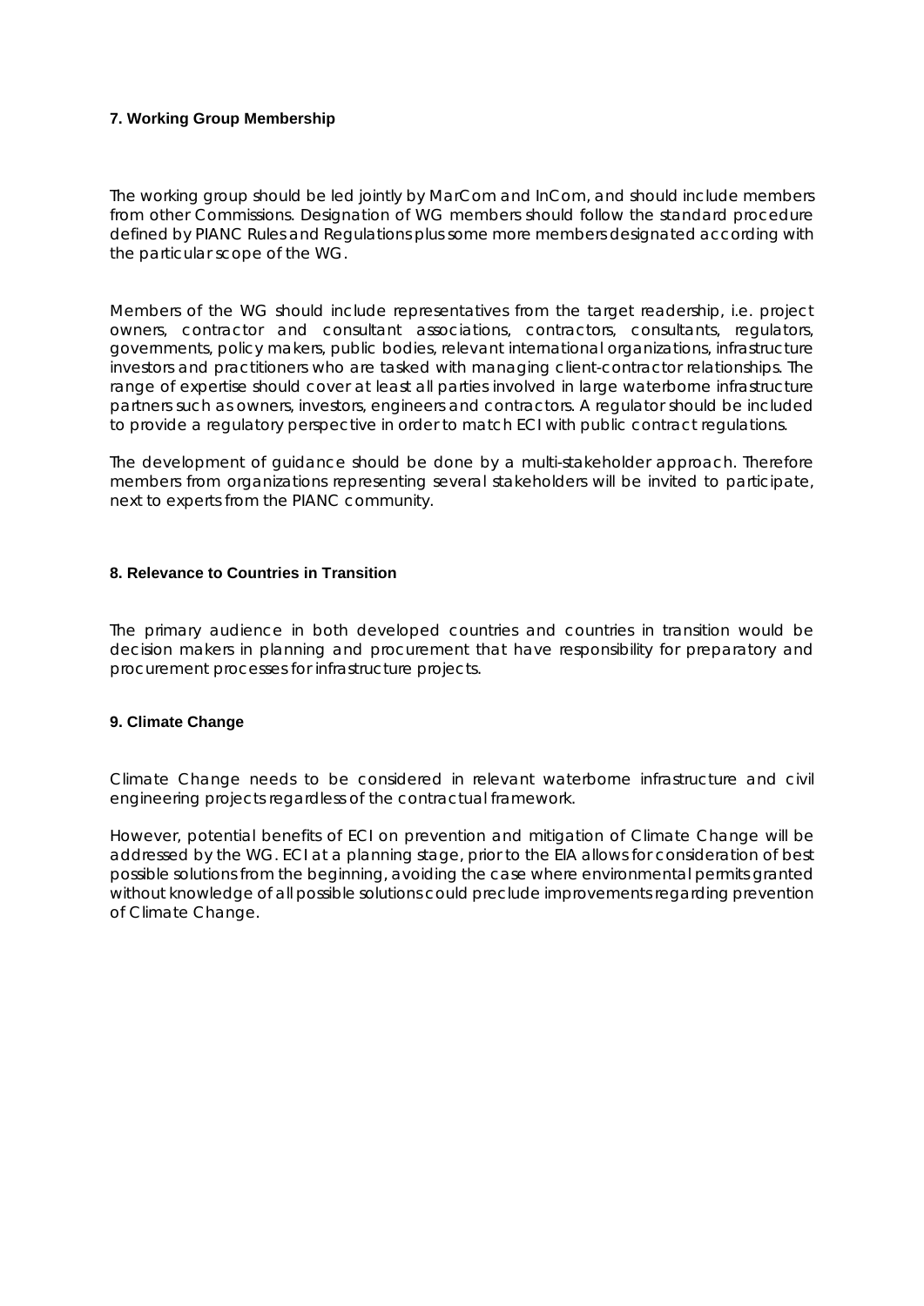## 7. Working Group Membership

The working group should be led jointly by MarCom and InCom, and should include members from other Commissions. Designation of WG members should follow the standard procedure defined by PIANC Rules and Regulations plus some more members designated according with the particular scope of the WG.

Members of the WG should include representatives from the target readership, i.e. project owners, contractor and consultant associations, contractors, consultants, regulators, governments, policy makers, public bodies, relevant international organizations, infrastructure investors and practitioners who are tasked with managing client-contractor relationships. The range of expertise should cover at least all parties involved in large waterborne infrastructure partners such as owners, investors, engineers and contractors. A regulator should be included to provide a regulatory perspective in order to match ECI with public contract regulations.

The development of guidance should be done by a multi-stakeholder approach. Therefore members from organizations representing several stakeholders will be invited to participate, next to experts from the PIANC community.

## 8. Relevance to Countries in Transition

The primary audience in both developed countries and countries in transition would be decision makers in planning and procurement that have responsibility for preparatory and procurement processes for infrastructure projects.

## 9. Climate Change

Climate Change needs to be considered in relevant waterborne infrastructure and civil engineering projects regardless of the contractual framework.

However, potential benefits of ECI on prevention and mitigation of Climate Change will be addressed by the WG. ECI at a planning stage, prior to the EIA allows for consideration of best possible solutions from the beginning, avoiding the case where environmental permits granted without knowledge of all possible solutions could preclude improvements regarding prevention of Climate Change.